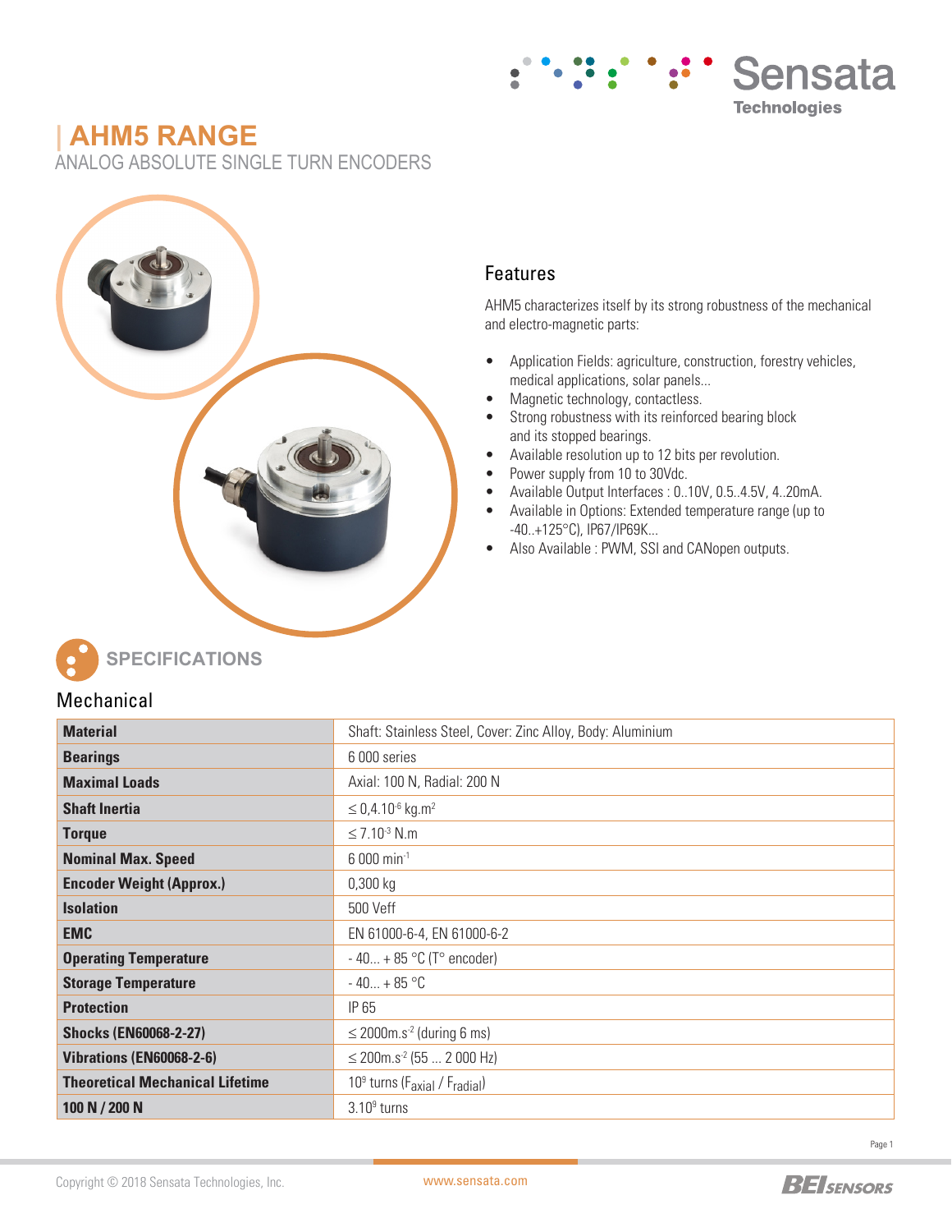# AHM5 RANGE

ANALOG ABSOLUTE SINGLE TURN ENCODERS

## Features

AHM5 characterizes itself by its strong robustness of the mechanical and electro-magnetic parts:

- Application Fields: agriculture, construction, forestry vehicles, medical applications, solar panels...
- Magnetic technology, contactless.
- Strong robustness with its reinforced bearing block and its stopped bearings.
- Available resolution up to 12 bits per revolution.
- Power supply from 10 to 30Vdc.
- Available Output Interfaces : 0..10V, 0.5..4.5V, 4..20mA.
- Available in Options: Extended temperature range (up to -40..+125°C), IP67/IP69K...
- Also Available : PWM, SSI and CANopen outputs.

## SPECIFICATIONS

### Mechanical

| | |
|---|---|
| **Material** | Shaft: Stainless Steel, Cover: Zinc Alloy, Body: Aluminium |
| **Bearings** | 6 000 series |
| **Maximal Loads** | Axial: 100 N, Radial: 200 N |
| **Shaft Inertia** | $\leq 0{,}4.10^{-6}$ kg.m$^2$ |
| **Torque** | $\leq 7.10^{-3}$ N.m |
| **Nominal Max. Speed** | 6 000 min$^{-1}$ |
| **Encoder Weight (Approx.)** | 0,300 kg |
| **Isolation** | 500 Veff |
| **EMC** | EN 61000-6-4, EN 61000-6-2 |
| **Operating Temperature** | - 40... + 85 °C (T° encoder) |
| **Storage Temperature** | - 40... + 85 °C |
| **Protection** | IP 65 |
| **Shocks (EN60068-2-27)** | $\leq$ 2000m.s$^{-2}$ (during 6 ms) |
| **Vibrations (EN60068-2-6)** | $\leq$ 200m.s$^{-2}$ (55 ... 2 000 Hz) |
| **Theoretical Mechanical Lifetime** | $10^9$ turns ($F_{axial}$ / $F_{radial}$) |
| **100 N / 200 N** | $3.10^9$ turns |

Copyright © 2018 Sensata Technologies, Inc. www.sensata.com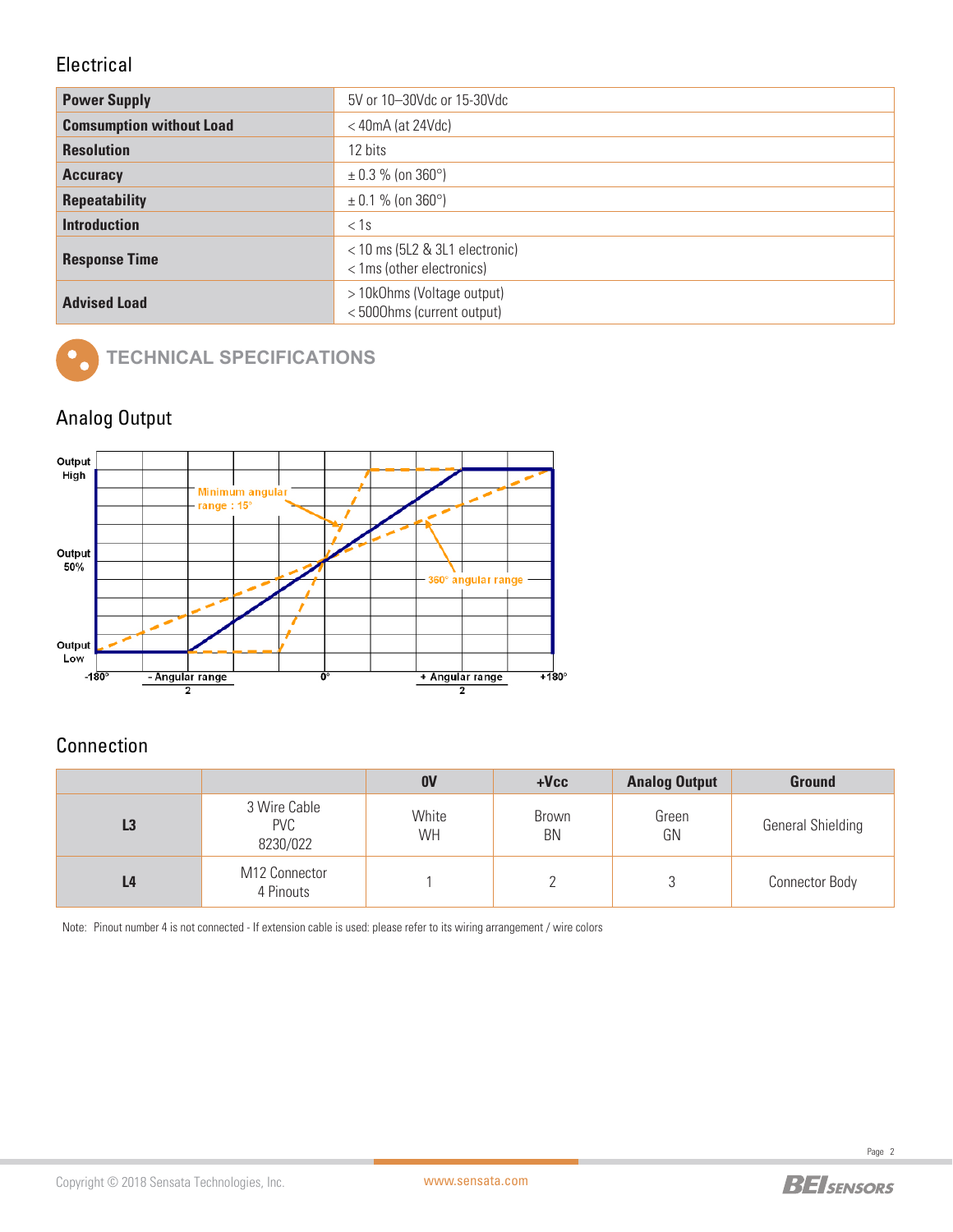## Electrical

| | |
|---|---|
| **Power Supply** | 5V or 10–30Vdc or 15-30Vdc |
| **Comsumption without Load** | < 40mA (at 24Vdc) |
| **Resolution** | 12 bits |
| **Accuracy** | ± 0.3 % (on 360°) |
| **Repeatability** | ± 0.1 % (on 360°) |
| **Introduction** | < 1s |
| **Response Time** | < 10 ms (5L2 & 3L1 electronic)<br>< 1ms (other electronics) |
| **Advised Load** | > 10kOhms (Voltage output)<br>< 500Ohms (current output) |

## TECHNICAL SPECIFICATIONS

### Analog Output

### Connection

| | | 0V | +Vcc | Analog Output | Ground |
|---|---|---|---|---|---|
| **L3** | 3 Wire Cable<br>PVC<br>8230/022 | White<br>WH | Brown<br>BN | Green<br>GN | General Shielding |
| **L4** | M12 Connector<br>4 Pinouts | 1 | 2 | 3 | Connector Body |

Note: Pinout number 4 is not connected - If extension cable is used: please refer to its wiring arrangement / wire colors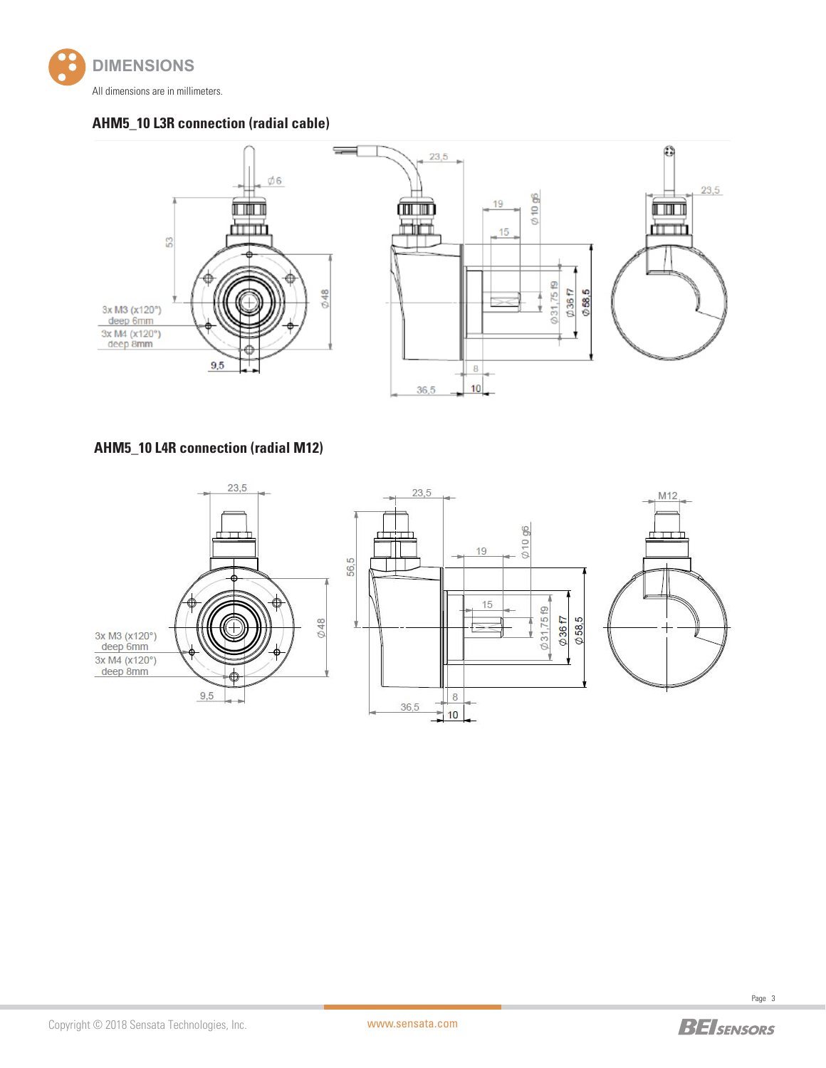# DIMENSIONS

All dimensions are in millimeters.

## AHM5_10 L3R connection (radial cable)

3x M3 (x120°) deep 6mm

3x M4 (x120°) deep 8mm

## AHM5_10 L4R connection (radial M12)

3x M3 (x120°) deep 6mm

3x M4 (x120°) deep 8mm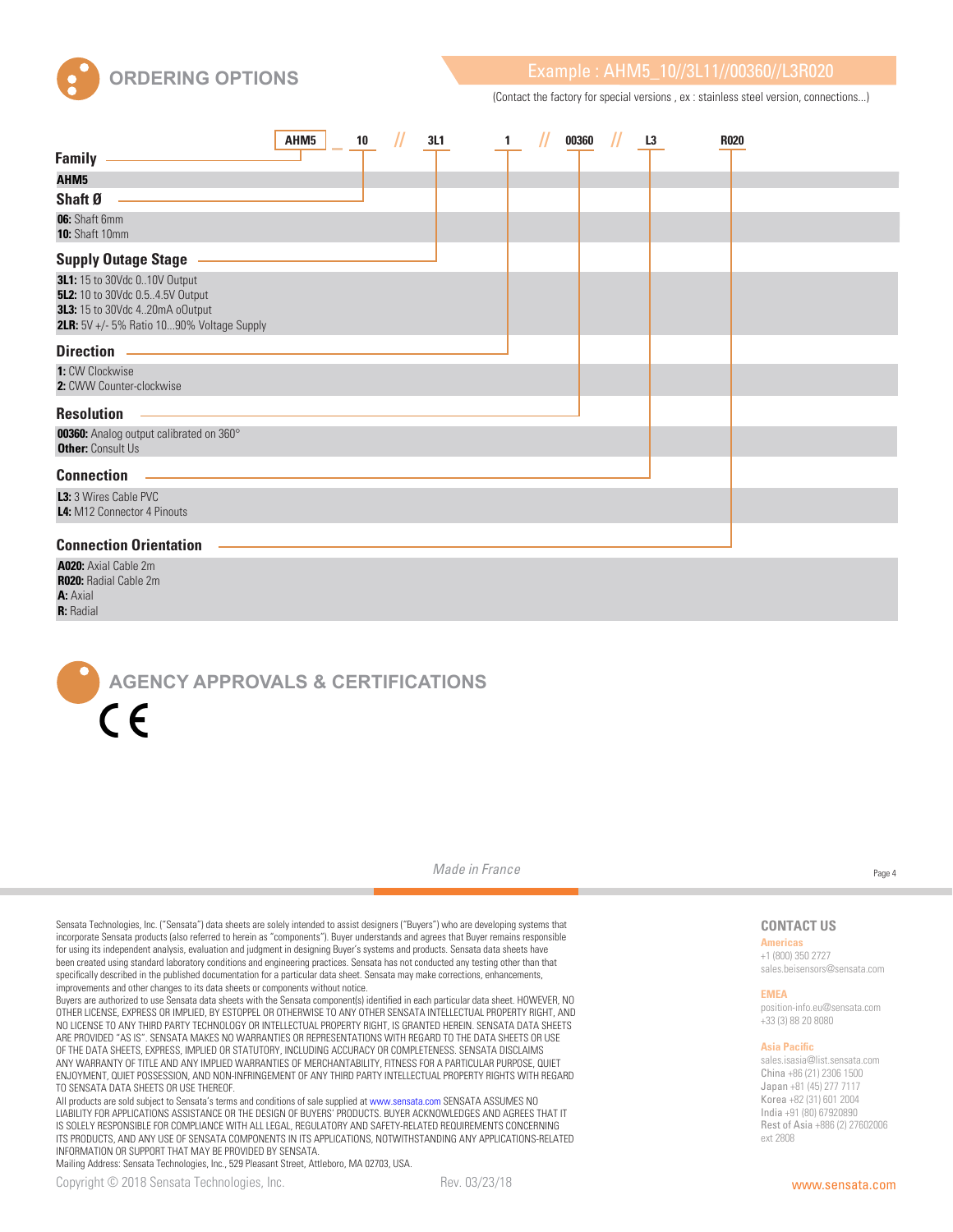## ORDERING OPTIONS

Example : AHM5_10//3L11//00360//L3R020

(Contact the factory for special versions , ex : stainless steel version, connections...)

AHM5 _ 10 // 3L1 1 // 00360 // L3 R020

**Family**

**AHM5**

**Shaft Ø**

**06:** Shaft 6mm
**10:** Shaft 10mm

**Supply Outage Stage**

**3L1:** 15 to 30Vdc 0..10V Output
**5L2:** 10 to 30Vdc 0.5..4.5V Output
**3L3:** 15 to 30Vdc 4..20mA oOutput
**2LR:** 5V +/- 5% Ratio 10...90% Voltage Supply

**Direction**

**1:** CW Clockwise
**2:** CWW Counter-clockwise

**Resolution**

**00360:** Analog output calibrated on 360°
**Other:** Consult Us

**Connection**

**L3:** 3 Wires Cable PVC
**L4:** M12 Connector 4 Pinouts

**Connection Orientation**

**A020:** Axial Cable 2m
**R020:** Radial Cable 2m
**A:** Axial
**R:** Radial

## AGENCY APPROVALS & CERTIFICATIONS

CE

*Made in France*

Sensata Technologies, Inc. ("Sensata") data sheets are solely intended to assist designers ("Buyers") who are developing systems that incorporate Sensata products (also referred to herein as "components"). Buyer understands and agrees that Buyer remains responsible for using its independent analysis, evaluation and judgment in designing Buyer's systems and products. Sensata data sheets have been created using standard laboratory conditions and engineering practices. Sensata has not conducted any testing other than that specifically described in the published documentation for a particular data sheet. Sensata may make corrections, enhancements, improvements and other changes to its data sheets or components without notice.
Buyers are authorized to use Sensata data sheets with the Sensata component(s) identified in each particular data sheet. HOWEVER, NO OTHER LICENSE, EXPRESS OR IMPLIED, BY ESTOPPEL OR OTHERWISE TO ANY OTHER SENSATA INTELLECTUAL PROPERTY RIGHT, AND NO LICENSE TO ANY THIRD PARTY TECHNOLOGY OR INTELLECTUAL PROPERTY RIGHT, IS GRANTED HEREIN. SENSATA DATA SHEETS ARE PROVIDED "AS IS". SENSATA MAKES NO WARRANTIES OR REPRESENTATIONS WITH REGARD TO THE DATA SHEETS OR USE OF THE DATA SHEETS, EXPRESS, IMPLIED OR STATUTORY, INCLUDING ACCURACY OR COMPLETENESS. SENSATA DISCLAIMS ANY WARRANTY OF TITLE AND ANY IMPLIED WARRANTIES OF MERCHANTABILITY, FITNESS FOR A PARTICULAR PURPOSE, QUIET ENJOYMENT, QUIET POSSESSION, AND NON-INFRINGEMENT OF ANY THIRD PARTY INTELLECTUAL PROPERTY RIGHTS WITH REGARD TO SENSATA DATA SHEETS OR USE THEREOF.
All products are sold subject to Sensata's terms and conditions of sale supplied at www.sensata.com SENSATA ASSUMES NO LIABILITY FOR APPLICATIONS ASSISTANCE OR THE DESIGN OF BUYERS' PRODUCTS. BUYER ACKNOWLEDGES AND AGREES THAT IT IS SOLELY RESPONSIBLE FOR COMPLIANCE WITH ALL LEGAL, REGULATORY AND SAFETY-RELATED REQUIREMENTS CONCERNING ITS PRODUCTS, AND ANY USE OF SENSATA COMPONENTS IN ITS APPLICATIONS, NOTWITHSTANDING ANY APPLICATIONS-RELATED INFORMATION OR SUPPORT THAT MAY BE PROVIDED BY SENSATA.
Mailing Address: Sensata Technologies, Inc., 529 Pleasant Street, Attleboro, MA 02703, USA.

### CONTACT US

**Americas**
+1 (800) 350 2727
sales.beisensors@sensata.com

**EMEA**
position-info.eu@sensata.com
+33 (3) 88 20 8080

**Asia Pacific**
sales.isasia@list.sensata.com
China +86 (21) 2306 1500
Japan +81 (45) 277 7117
Korea +82 (31) 601 2004
India +91 (80) 67920890
Rest of Asia +886 (2) 27602006 ext 2808

Copyright © 2018 Sensata Technologies, Inc. Rev. 03/23/18

www.sensata.com